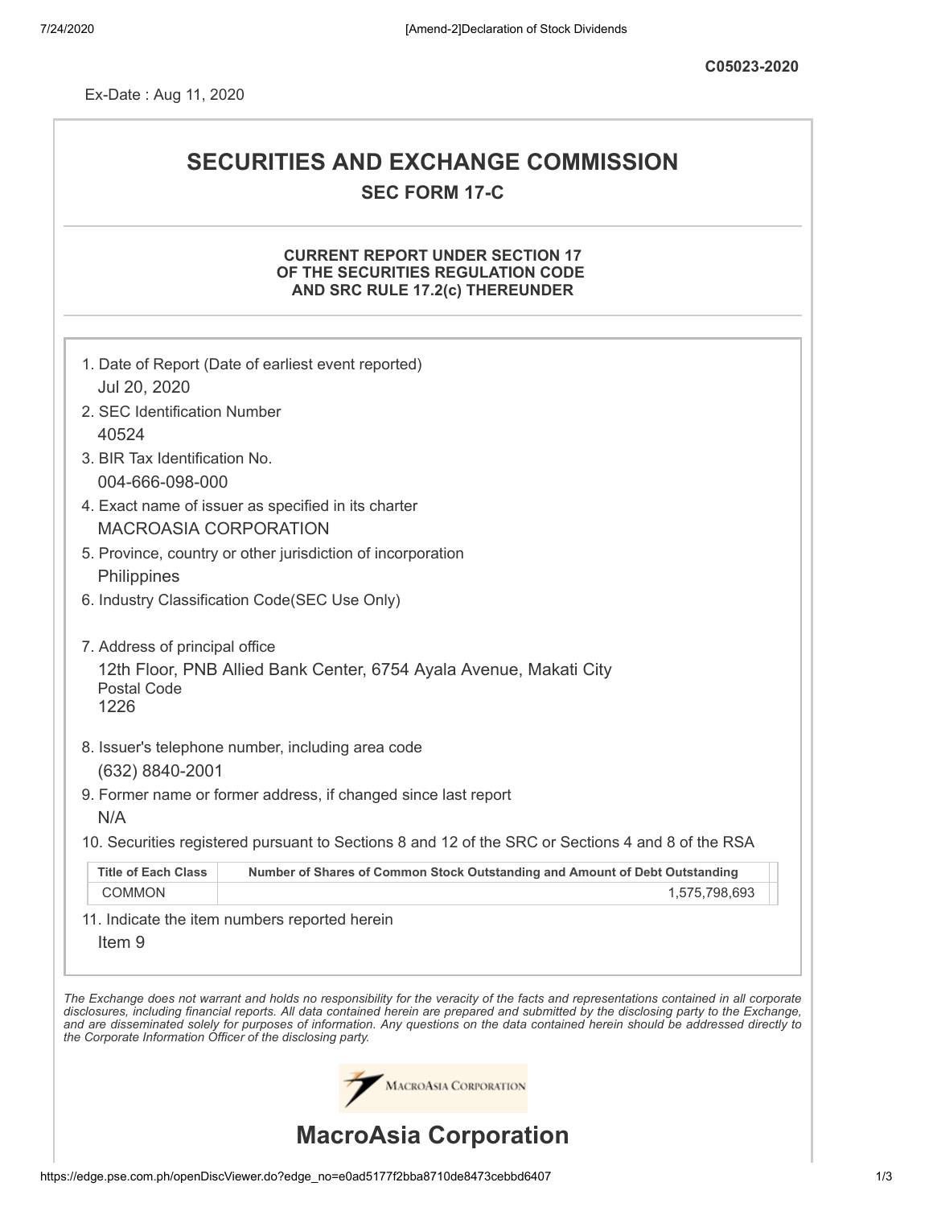C05023-2020

Ex-Date : Aug 11, 2020

# SECURITIES AND EXCHANGE COMMISSION

## SEC FORM 17-C

### CURRENT REPORT UNDER SECTION 17 OF THE SECURITIES REGULATION CODE AND SRC RULE 17.2(c) THEREUNDER

1. Date of Report (Date of earliest event reported)
   Jul 20, 2020
2. SEC Identification Number
   40524
3. BIR Tax Identification No.
   004-666-098-000
4. Exact name of issuer as specified in its charter
   MACROASIA CORPORATION
5. Province, country or other jurisdiction of incorporation
   Philippines
6. Industry Classification Code(SEC Use Only)

7. Address of principal office
   12th Floor, PNB Allied Bank Center, 6754 Ayala Avenue, Makati City
   Postal Code
   1226
8. Issuer's telephone number, including area code
   (632) 8840-2001
9. Former name or former address, if changed since last report
   N/A
10. Securities registered pursuant to Sections 8 and 12 of the SRC or Sections 4 and 8 of the RSA

| Title of Each Class | Number of Shares of Common Stock Outstanding and Amount of Debt Outstanding |
|---|---|
| COMMON | 1,575,798,693 |

11. Indicate the item numbers reported herein
    Item 9

*The Exchange does not warrant and holds no responsibility for the veracity of the facts and representations contained in all corporate disclosures, including financial reports. All data contained herein are prepared and submitted by the disclosing party to the Exchange, and are disseminated solely for purposes of information. Any questions on the data contained herein should be addressed directly to the Corporate Information Officer of the disclosing party.*

MacroAsia Corporation

# MacroAsia Corporation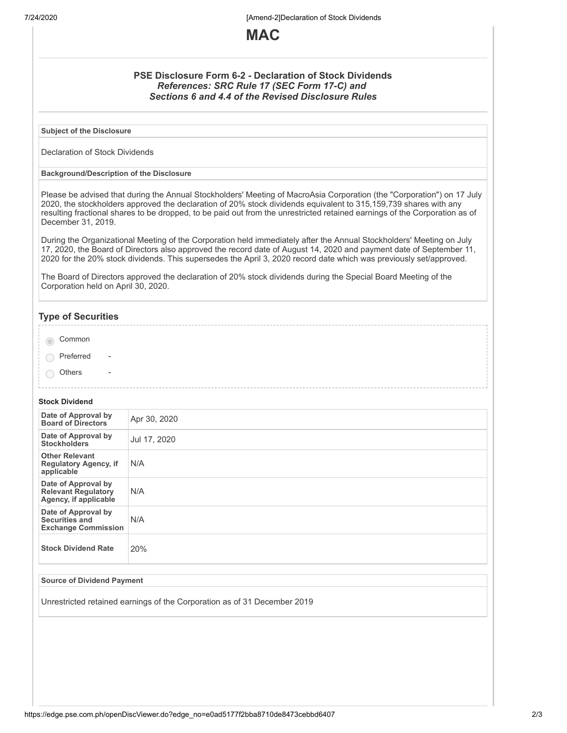# MAC

### PSE Disclosure Form 6-2 - Declaration of Stock Dividends

***References: SRC Rule 17 (SEC Form 17-C) and Sections 6 and 4.4 of the Revised Disclosure Rules***

**Subject of the Disclosure**

Declaration of Stock Dividends

**Background/Description of the Disclosure**

Please be advised that during the Annual Stockholders' Meeting of MacroAsia Corporation (the "Corporation") on 17 July 2020, the stockholders approved the declaration of 20% stock dividends equivalent to 315,159,739 shares with any resulting fractional shares to be dropped, to be paid out from the unrestricted retained earnings of the Corporation as of December 31, 2019.

During the Organizational Meeting of the Corporation held immediately after the Annual Stockholders' Meeting on July 17, 2020, the Board of Directors also approved the record date of August 14, 2020 and payment date of September 11, 2020 for the 20% stock dividends. This supersedes the April 3, 2020 record date which was previously set/approved.

The Board of Directors approved the declaration of 20% stock dividends during the Special Board Meeting of the Corporation held on April 30, 2020.

## Type of Securities

- (selected) Common
- Preferred -
- Others -

**Stock Dividend**

| | |
|---|---|
| **Date of Approval by Board of Directors** | Apr 30, 2020 |
| **Date of Approval by Stockholders** | Jul 17, 2020 |
| **Other Relevant Regulatory Agency, if applicable** | N/A |
| **Date of Approval by Relevant Regulatory Agency, if applicable** | N/A |
| **Date of Approval by Securities and Exchange Commission** | N/A |
| **Stock Dividend Rate** | 20% |

**Source of Dividend Payment**

Unrestricted retained earnings of the Corporation as of 31 December 2019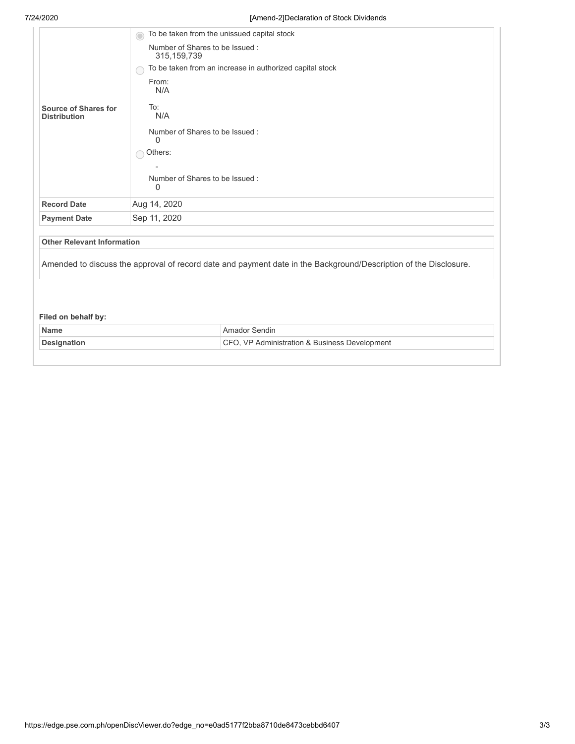| | |
|---|---|
| **Source of Shares for Distribution** | ◉ To be taken from the unissued capital stock<br>Number of Shares to be Issued :<br>315,159,739<br>◯ To be taken from an increase in authorized capital stock<br>From:<br>N/A<br>To:<br>N/A<br>Number of Shares to be Issued :<br>0<br>◯ Others:<br>-<br>Number of Shares to be Issued :<br>0 |
| **Record Date** | Aug 14, 2020 |
| **Payment Date** | Sep 11, 2020 |

**Other Relevant Information**

Amended to discuss the approval of record date and payment date in the Background/Description of the Disclosure.

**Filed on behalf by:**

| | |
|---|---|
| **Name** | Amador Sendin |
| **Designation** | CFO, VP Administration & Business Development |